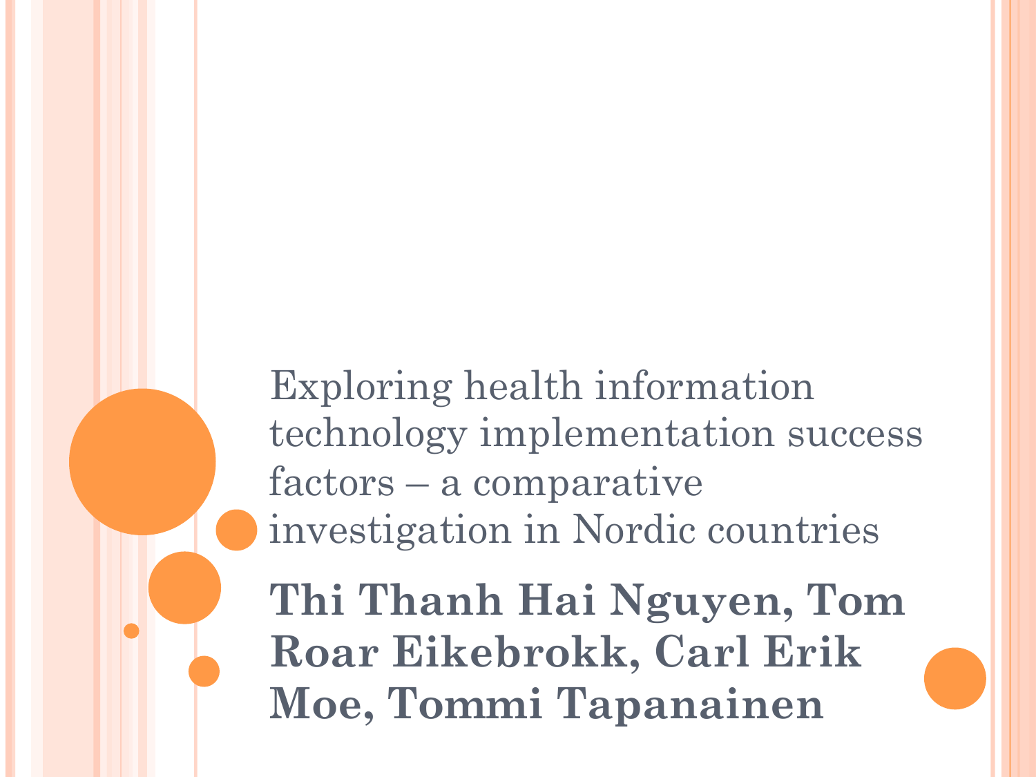# Exploring health information technology implementation success factors – a comparative investigation in Nordic countries

**Thi Thanh Hai Nguyen, Tom Roar Eikebrokk, Carl Erik Moe, Tommi Tapanainen**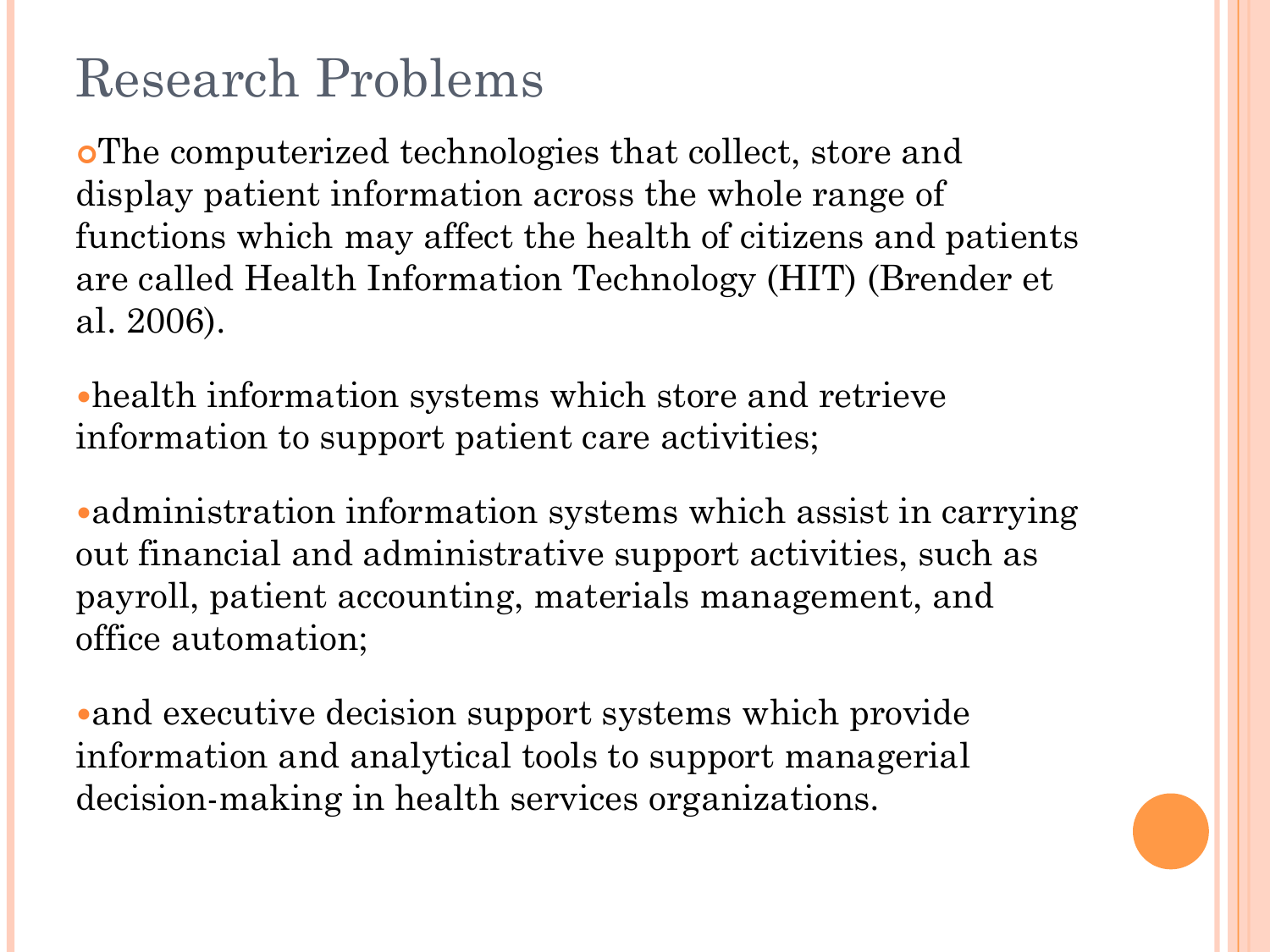# Research Problems

- The computerized technologies that collect, store and display patient information across the whole range of functions which may affect the health of citizens and patients are called Health Information Technology (HIT) (Brender et al. 2006).

  - health information systems which store and retrieve information to support patient care activities;

  - administration information systems which assist in carrying out financial and administrative support activities, such as payroll, patient accounting, materials management, and office automation;

  - and executive decision support systems which provide information and analytical tools to support managerial decision-making in health services organizations.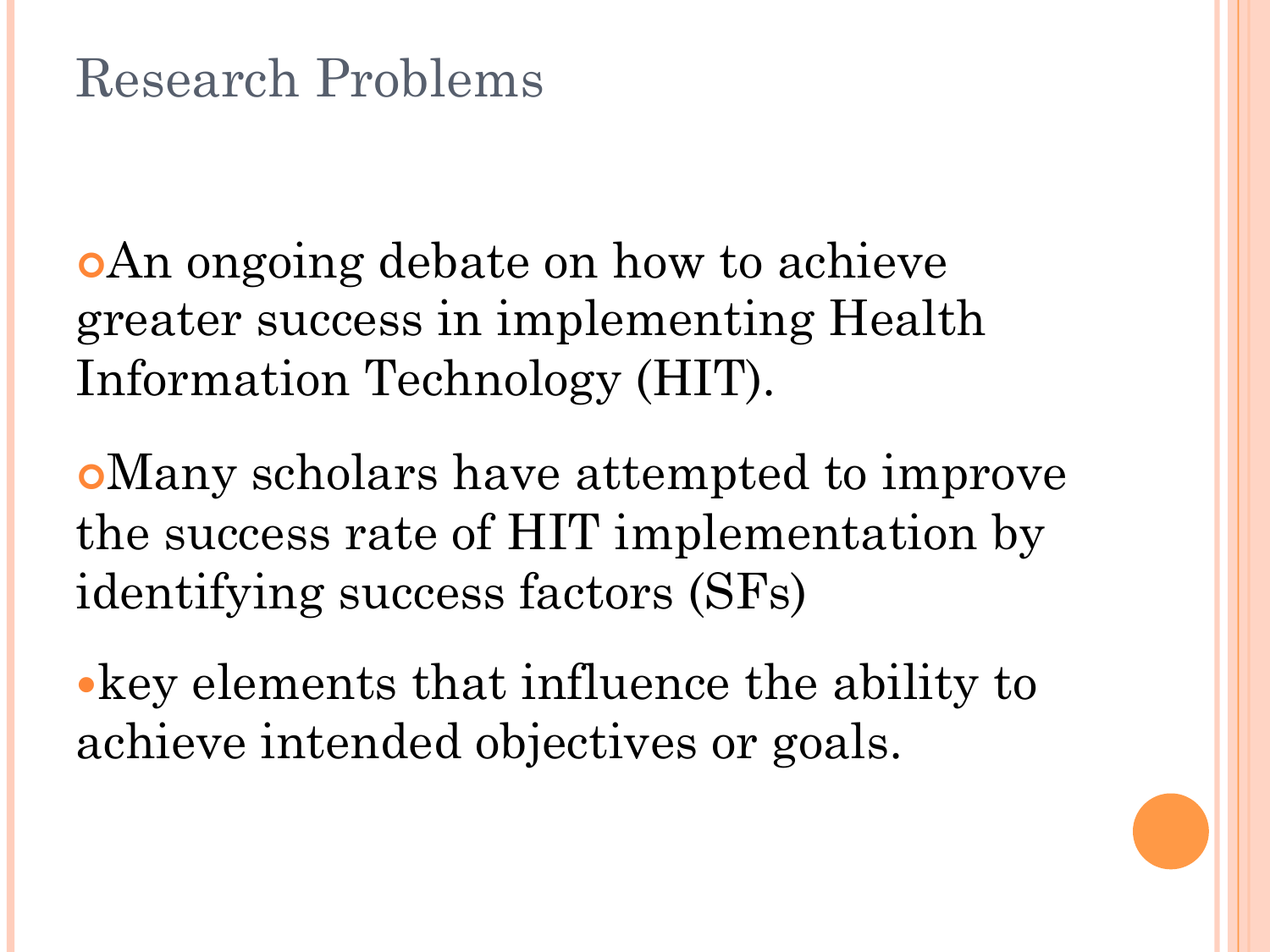# Research Problems

- An ongoing debate on how to achieve greater success in implementing Health Information Technology (HIT).
- Many scholars have attempted to improve the success rate of HIT implementation by identifying success factors (SFs)
  - key elements that influence the ability to achieve intended objectives or goals.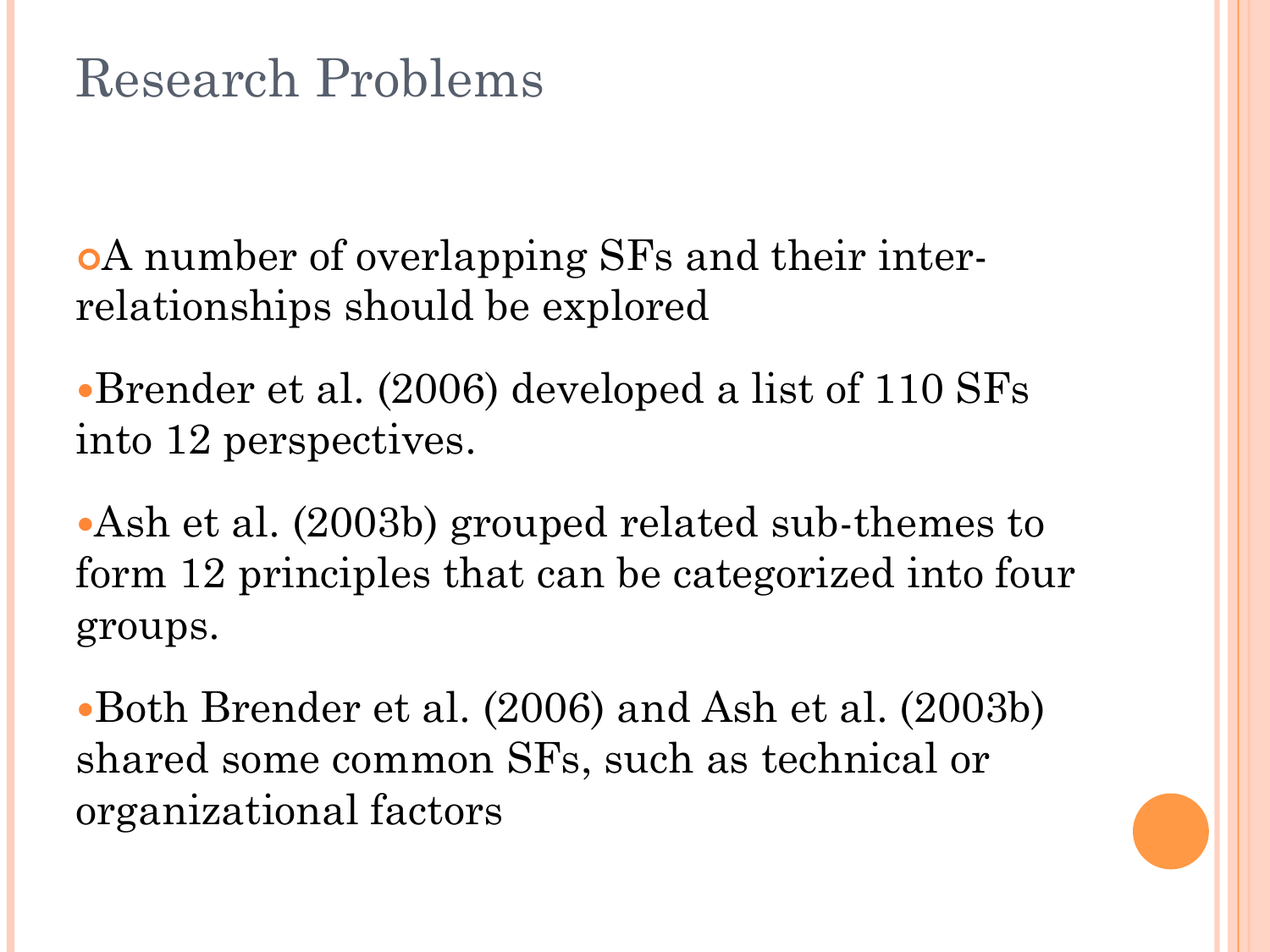# Research Problems

- A number of overlapping SFs and their inter-relationships should be explored
  - Brender et al. (2006) developed a list of 110 SFs into 12 perspectives.
  - Ash et al. (2003b) grouped related sub-themes to form 12 principles that can be categorized into four groups.
  - Both Brender et al. (2006) and Ash et al. (2003b) shared some common SFs, such as technical or organizational factors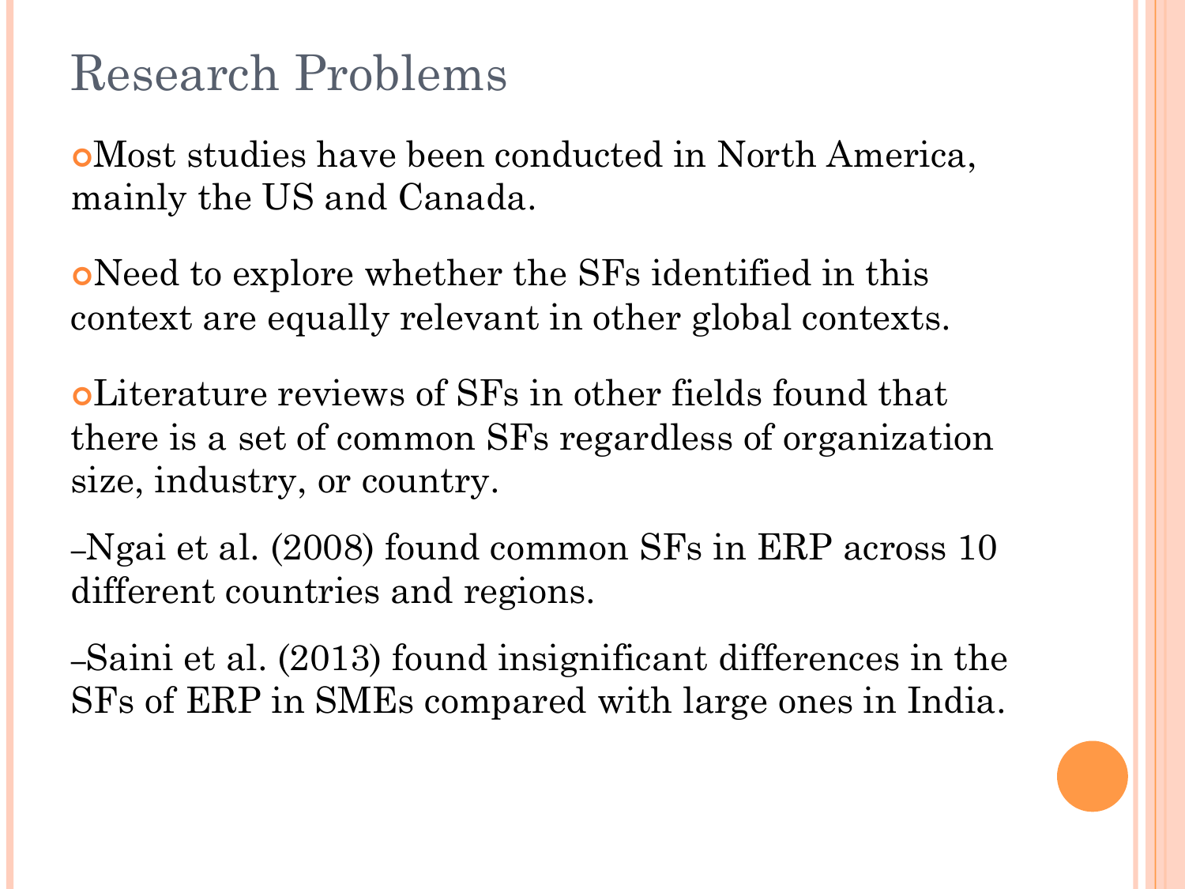# Research Problems

- Most studies have been conducted in North America, mainly the US and Canada.
- Need to explore whether the SFs identified in this context are equally relevant in other global contexts.
- Literature reviews of SFs in other fields found that there is a set of common SFs regardless of organization size, industry, or country.

–Ngai et al. (2008) found common SFs in ERP across 10 different countries and regions.

–Saini et al. (2013) found insignificant differences in the SFs of ERP in SMEs compared with large ones in India.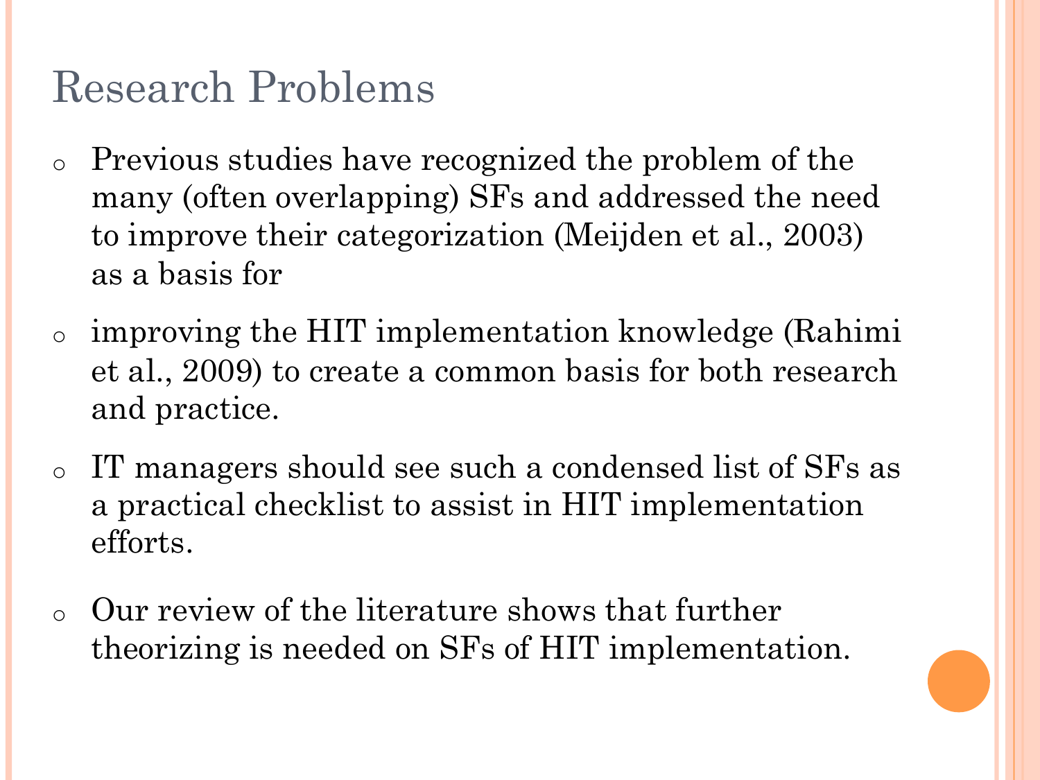# Research Problems

- Previous studies have recognized the problem of the many (often overlapping) SFs and addressed the need to improve their categorization (Meijden et al., 2003) as a basis for
- improving the HIT implementation knowledge (Rahimi et al., 2009) to create a common basis for both research and practice.
- IT managers should see such a condensed list of SFs as a practical checklist to assist in HIT implementation efforts.
- Our review of the literature shows that further theorizing is needed on SFs of HIT implementation.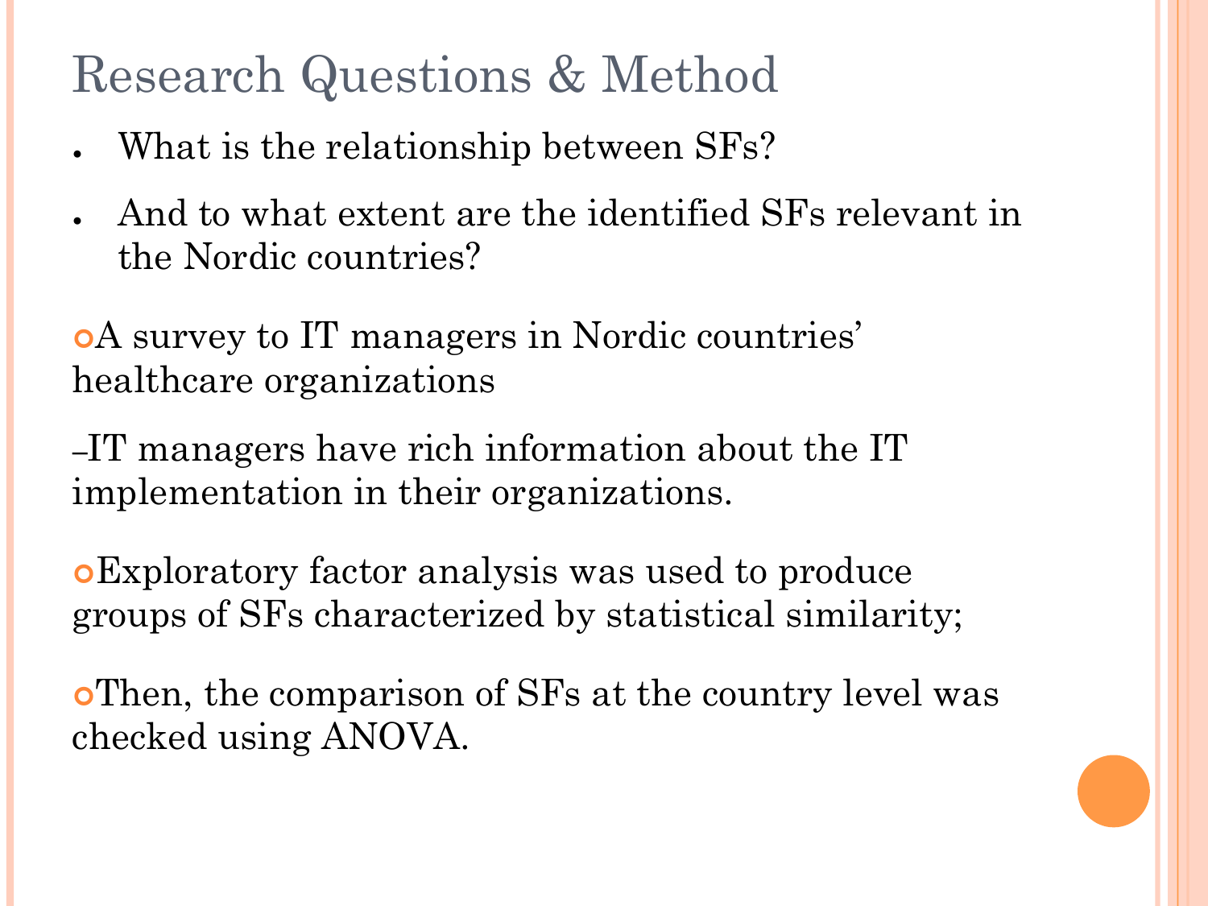# Research Questions & Method

- What is the relationship between SFs?
- And to what extent are the identified SFs relevant in the Nordic countries?

- A survey to IT managers in Nordic countries' healthcare organizations

  – IT managers have rich information about the IT implementation in their organizations.

- Exploratory factor analysis was used to produce groups of SFs characterized by statistical similarity;

- Then, the comparison of SFs at the country level was checked using ANOVA.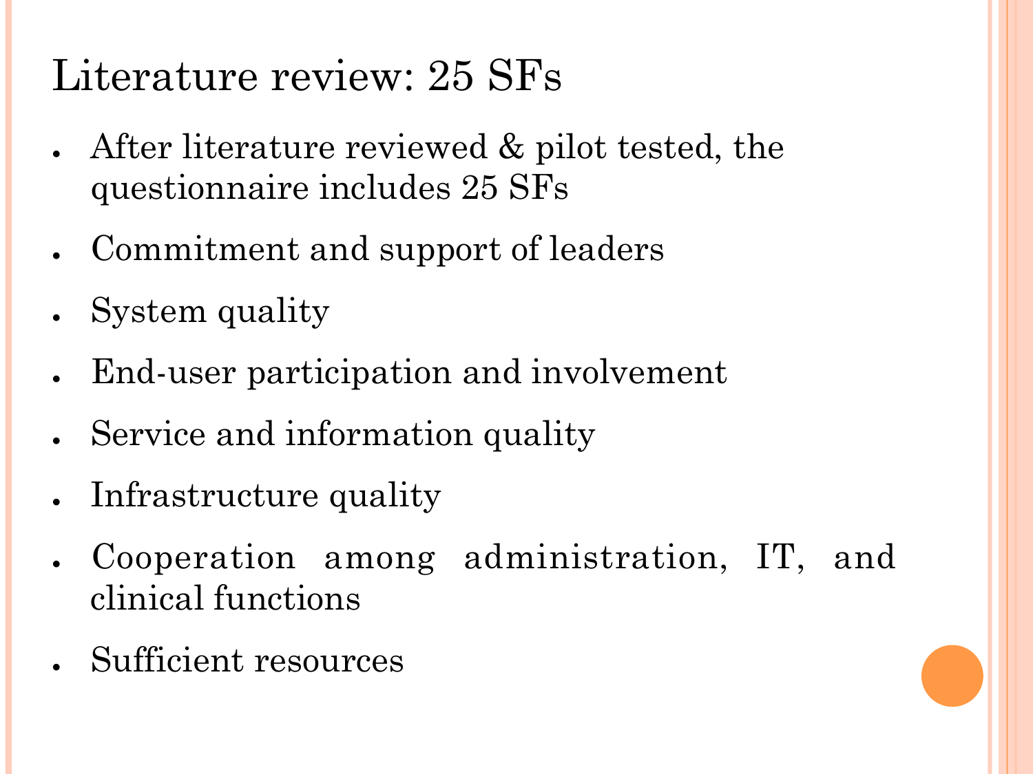# Literature review: 25 SFs

- After literature reviewed & pilot tested, the questionnaire includes 25 SFs
- Commitment and support of leaders
- System quality
- End-user participation and involvement
- Service and information quality
- Infrastructure quality
- Cooperation among administration, IT, and clinical functions
- Sufficient resources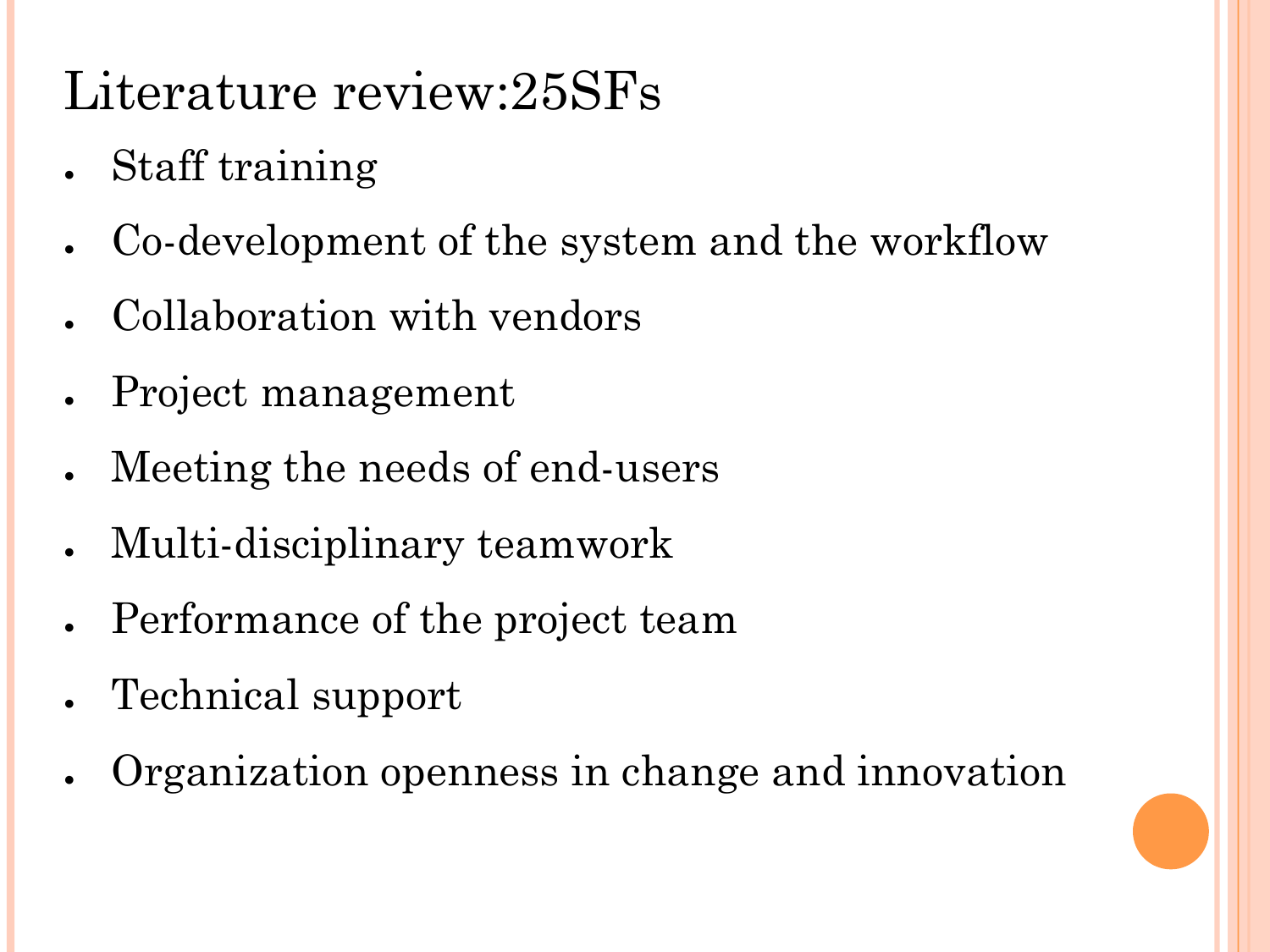# Literature review:25SFs

- Staff training
- Co-development of the system and the workflow
- Collaboration with vendors
- Project management
- Meeting the needs of end-users
- Multi-disciplinary teamwork
- Performance of the project team
- Technical support
- Organization openness in change and innovation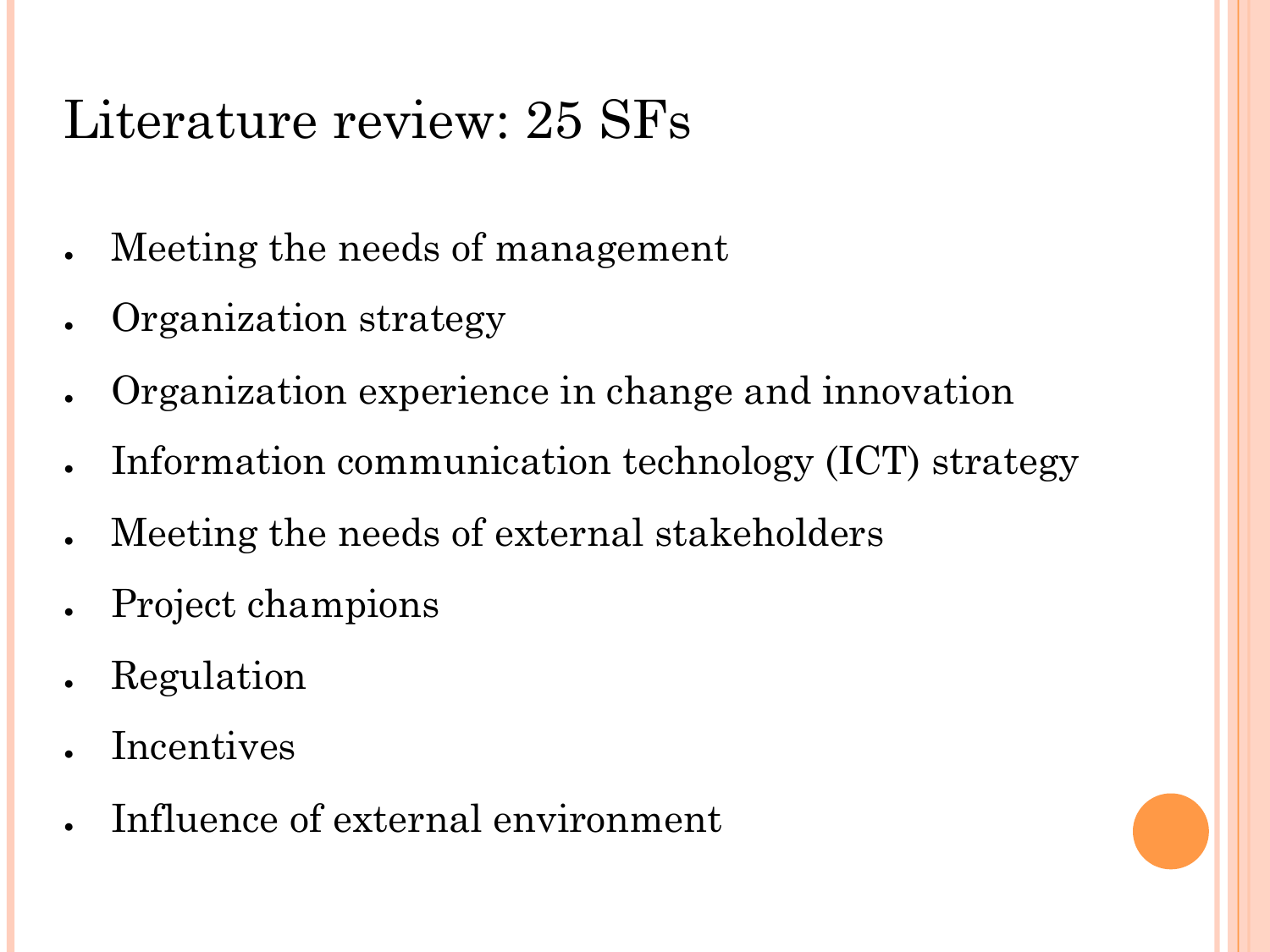# Literature review: 25 SFs

- Meeting the needs of management
- Organization strategy
- Organization experience in change and innovation
- Information communication technology (ICT) strategy
- Meeting the needs of external stakeholders
- Project champions
- Regulation
- Incentives
- Influence of external environment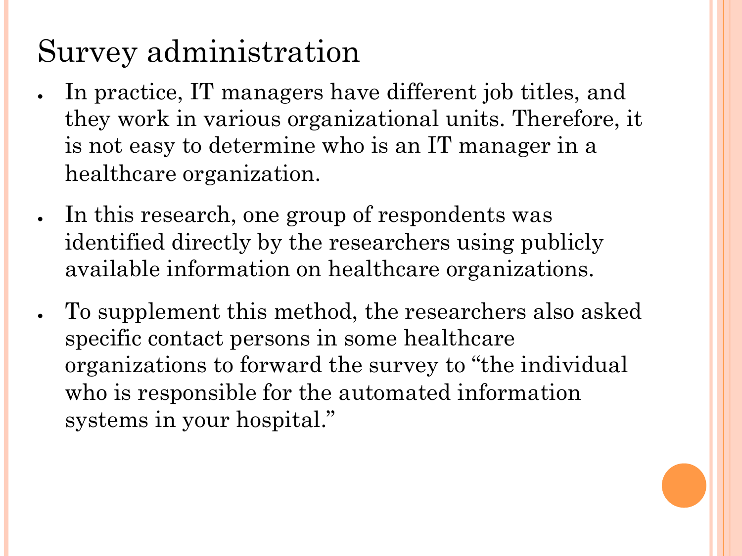# Survey administration

- In practice, IT managers have different job titles, and they work in various organizational units. Therefore, it is not easy to determine who is an IT manager in a healthcare organization.
- In this research, one group of respondents was identified directly by the researchers using publicly available information on healthcare organizations.
- To supplement this method, the researchers also asked specific contact persons in some healthcare organizations to forward the survey to “the individual who is responsible for the automated information systems in your hospital.”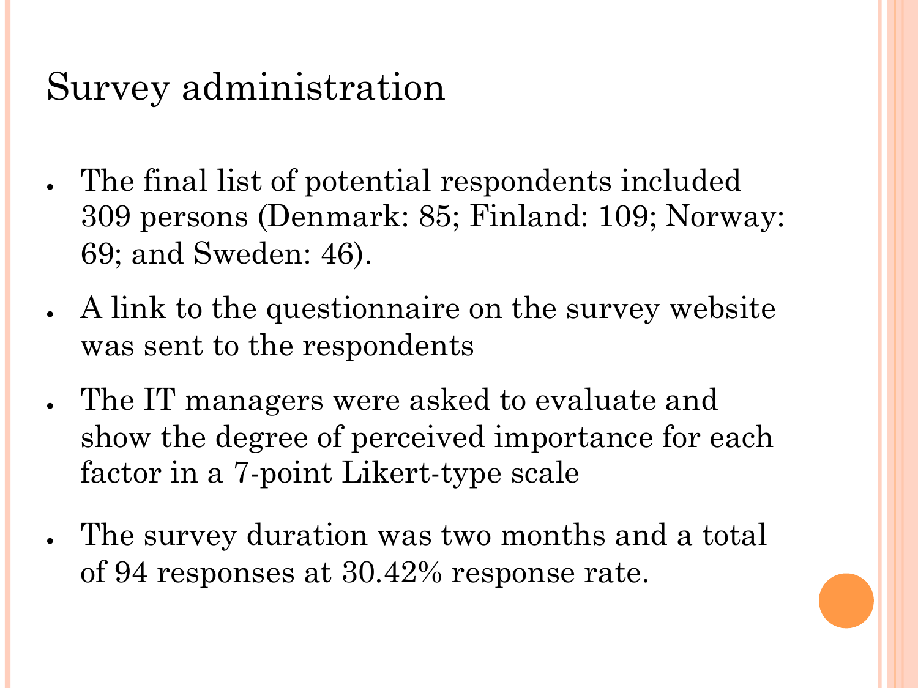# Survey administration

- The final list of potential respondents included 309 persons (Denmark: 85; Finland: 109; Norway: 69; and Sweden: 46).
- A link to the questionnaire on the survey website was sent to the respondents
- The IT managers were asked to evaluate and show the degree of perceived importance for each factor in a 7-point Likert-type scale
- The survey duration was two months and a total of 94 responses at 30.42% response rate.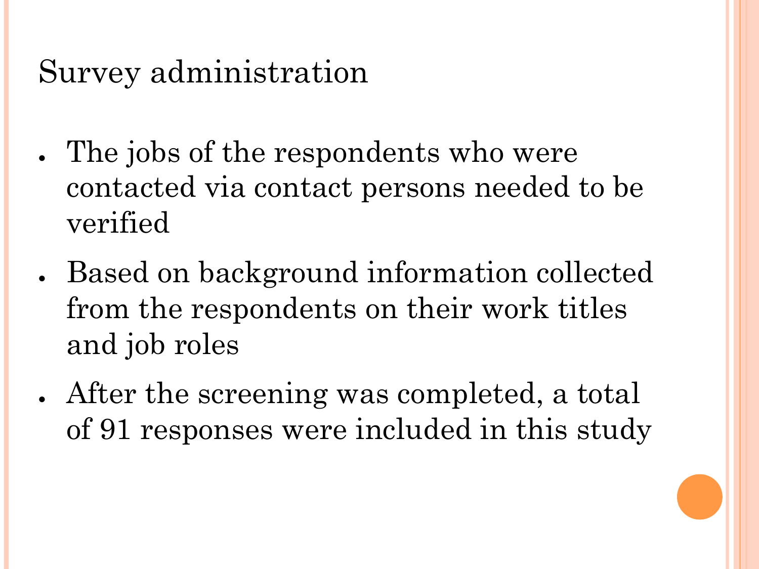## Survey administration

- The jobs of the respondents who were contacted via contact persons needed to be verified
- Based on background information collected from the respondents on their work titles and job roles
- After the screening was completed, a total of 91 responses were included in this study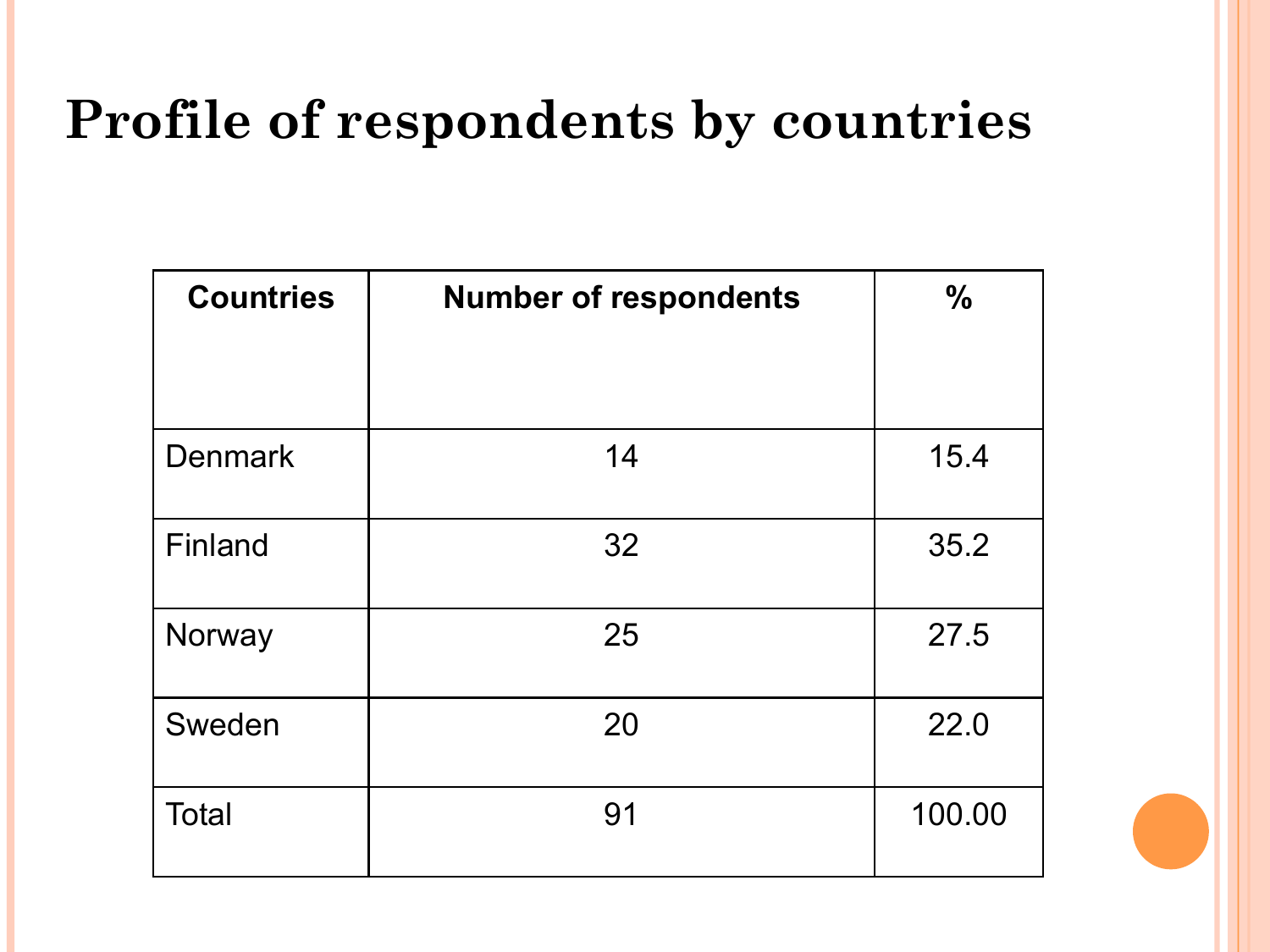# Profile of respondents by countries

| Countries | Number of respondents | % |
|---|---|---|
| Denmark | 14 | 15.4 |
| Finland | 32 | 35.2 |
| Norway | 25 | 27.5 |
| Sweden | 20 | 22.0 |
| Total | 91 | 100.00 |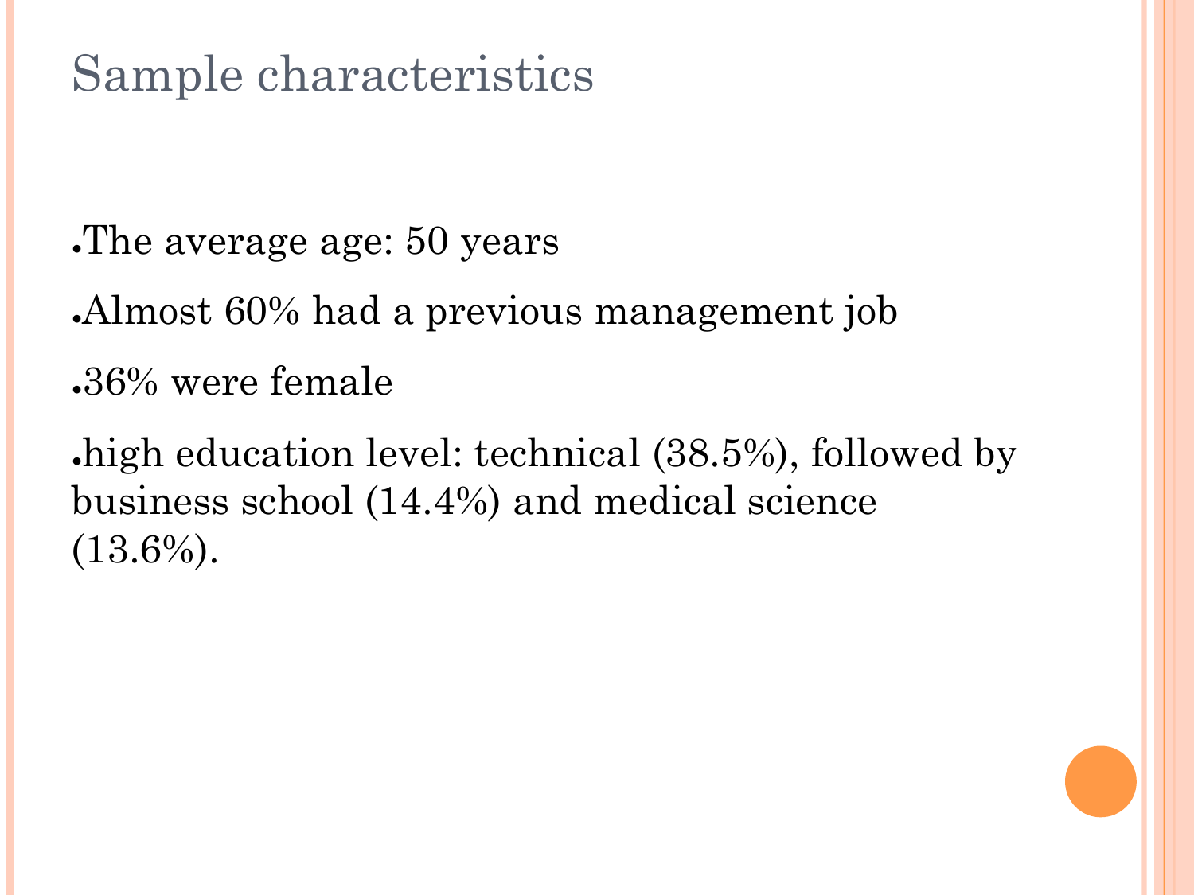# Sample characteristics

- The average age: 50 years
- Almost 60% had a previous management job
- 36% were female
- high education level: technical (38.5%), followed by business school (14.4%) and medical science (13.6%).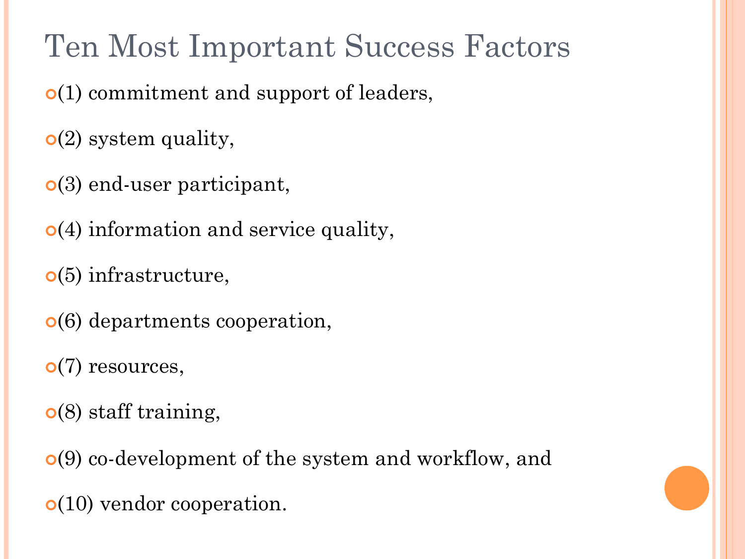# Ten Most Important Success Factors

- (1) commitment and support of leaders,
- (2) system quality,
- (3) end-user participant,
- (4) information and service quality,
- (5) infrastructure,
- (6) departments cooperation,
- (7) resources,
- (8) staff training,
- (9) co-development of the system and workflow, and
- (10) vendor cooperation.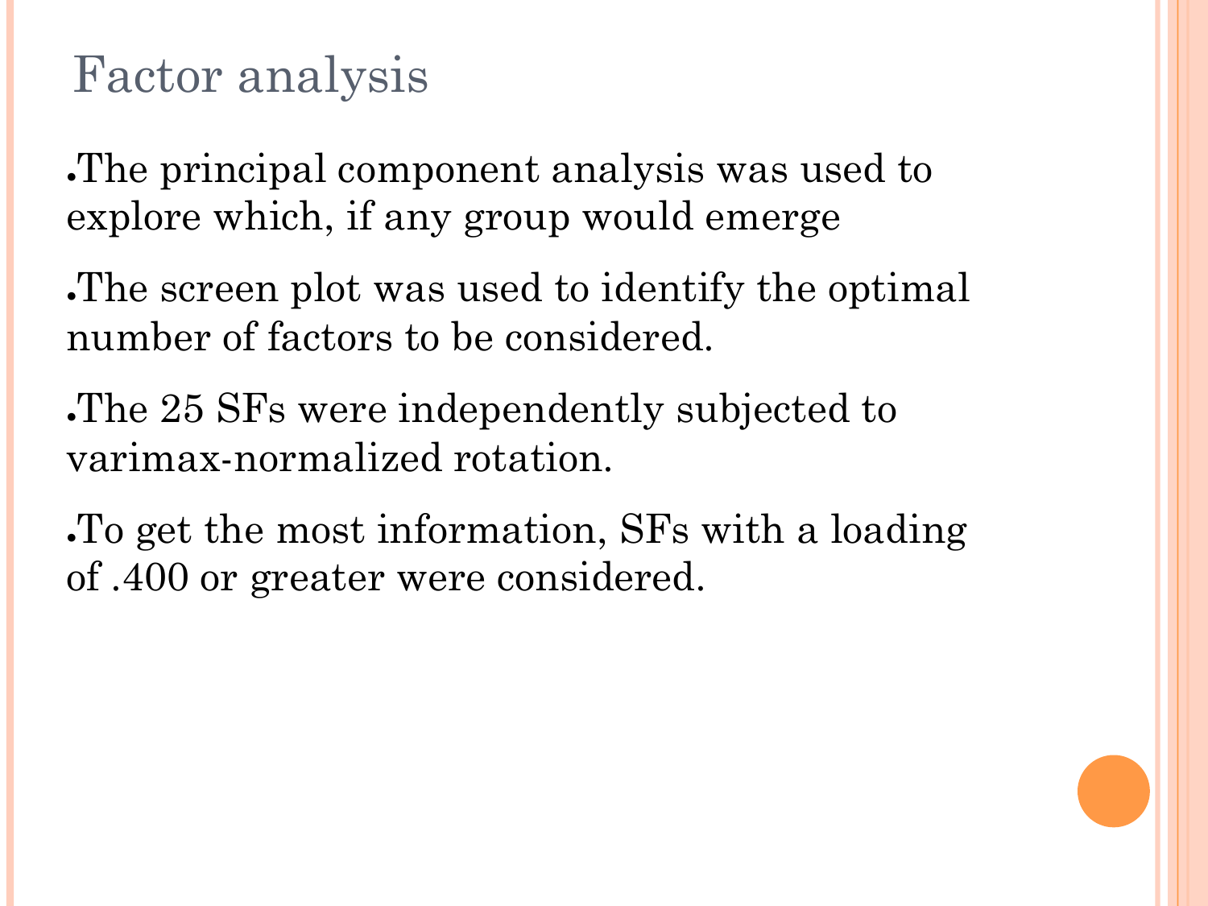# Factor analysis

- The principal component analysis was used to explore which, if any group would emerge
- The screen plot was used to identify the optimal number of factors to be considered.
- The 25 SFs were independently subjected to varimax-normalized rotation.
- To get the most information, SFs with a loading of .400 or greater were considered.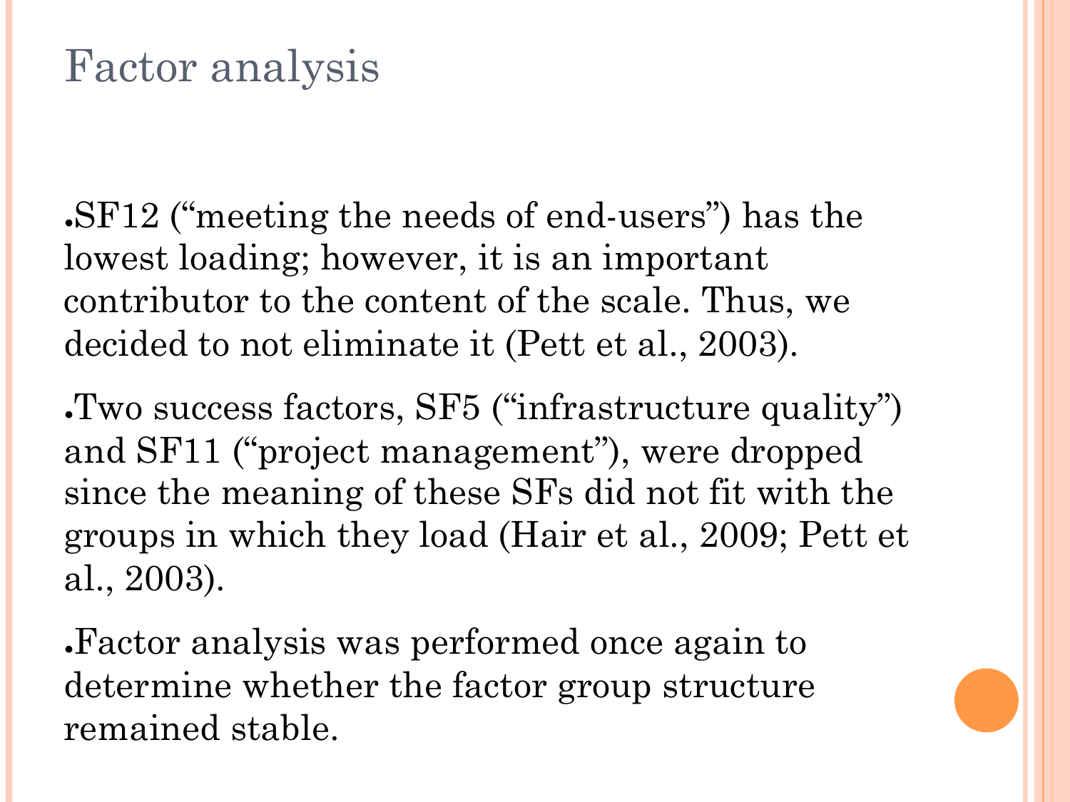# Factor analysis

- SF12 (“meeting the needs of end-users”) has the lowest loading; however, it is an important contributor to the content of the scale. Thus, we decided to not eliminate it (Pett et al., 2003).
- Two success factors, SF5 (“infrastructure quality”) and SF11 (“project management”), were dropped since the meaning of these SFs did not fit with the groups in which they load (Hair et al., 2009; Pett et al., 2003).
- Factor analysis was performed once again to determine whether the factor group structure remained stable.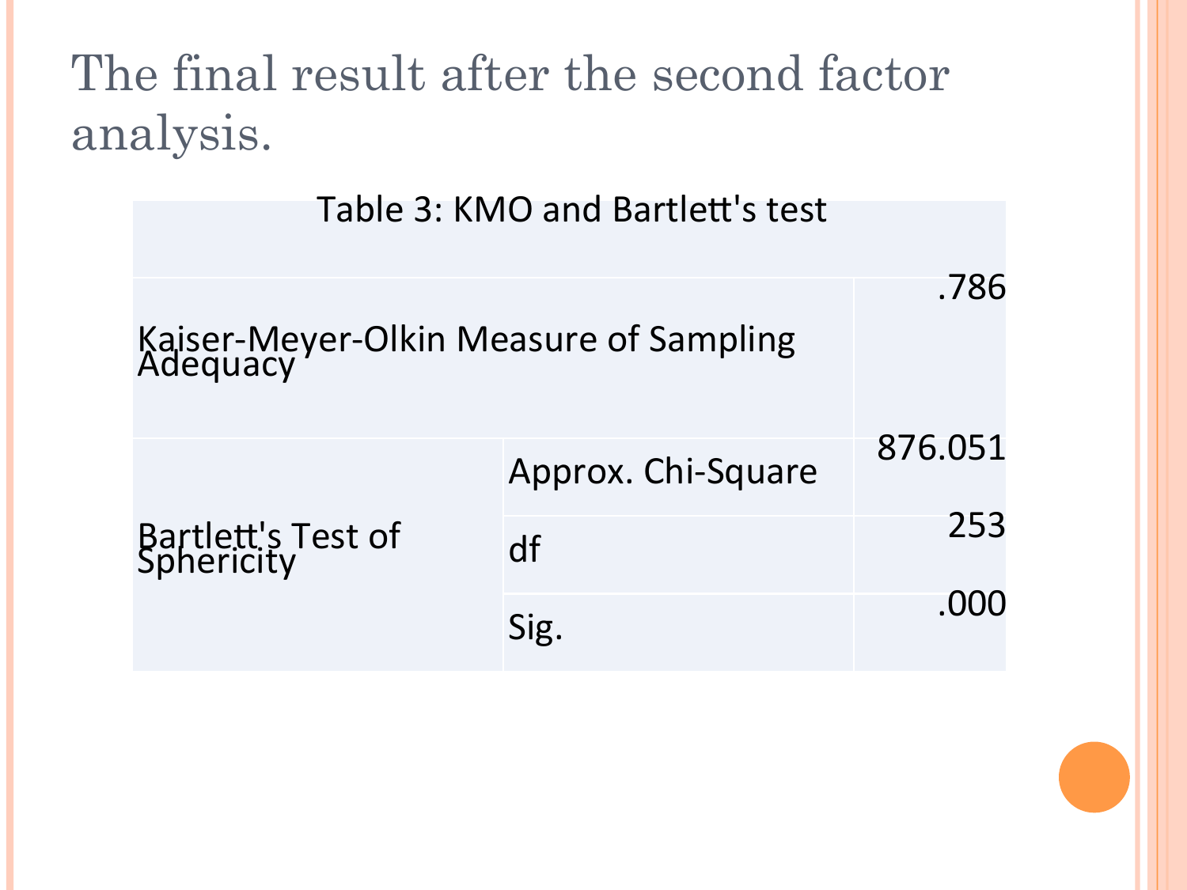# The final result after the second factor analysis.

Table 3: KMO and Bartlett's test

| | | |
|---|---|---|
| Kaiser-Meyer-Olkin Measure of Sampling Adequacy | | .786 |
| Bartlett's Test of Sphericity | Approx. Chi-Square | 876.051 |
| | df | 253 |
| | Sig. | .000 |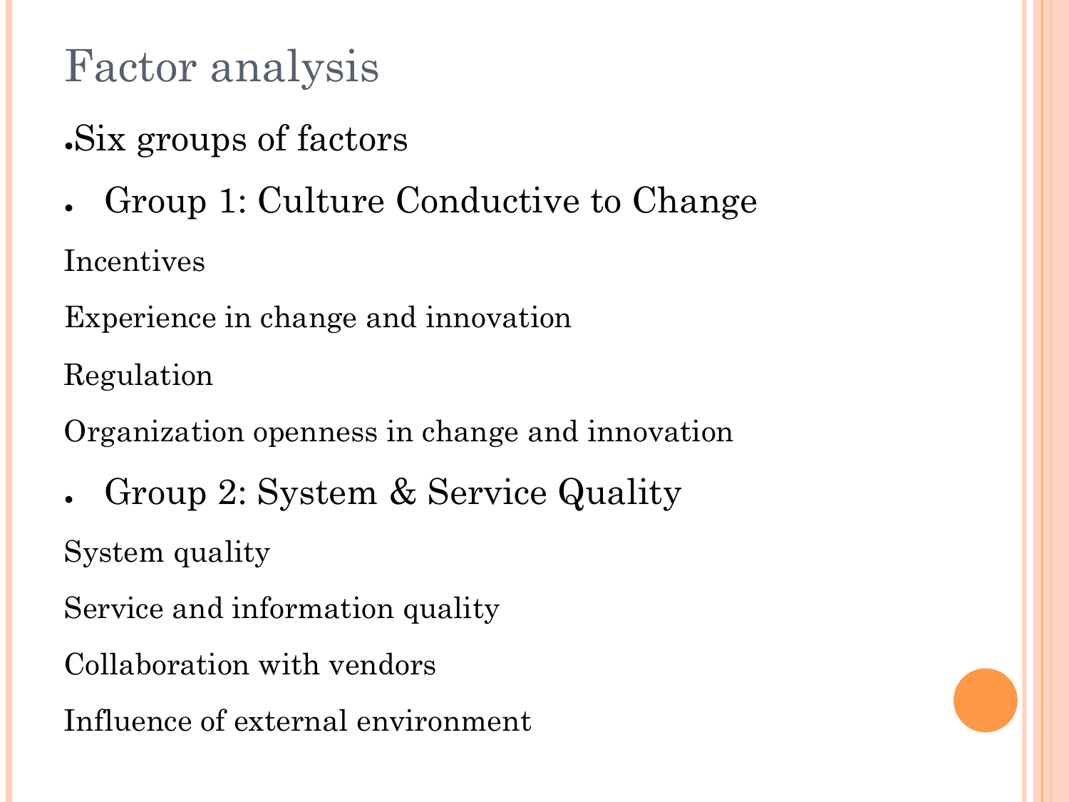# Factor analysis

- Six groups of factors
- Group 1: Culture Conductive to Change

Incentives

Experience in change and innovation

Regulation

Organization openness in change and innovation

- Group 2: System & Service Quality

System quality

Service and information quality

Collaboration with vendors

Influence of external environment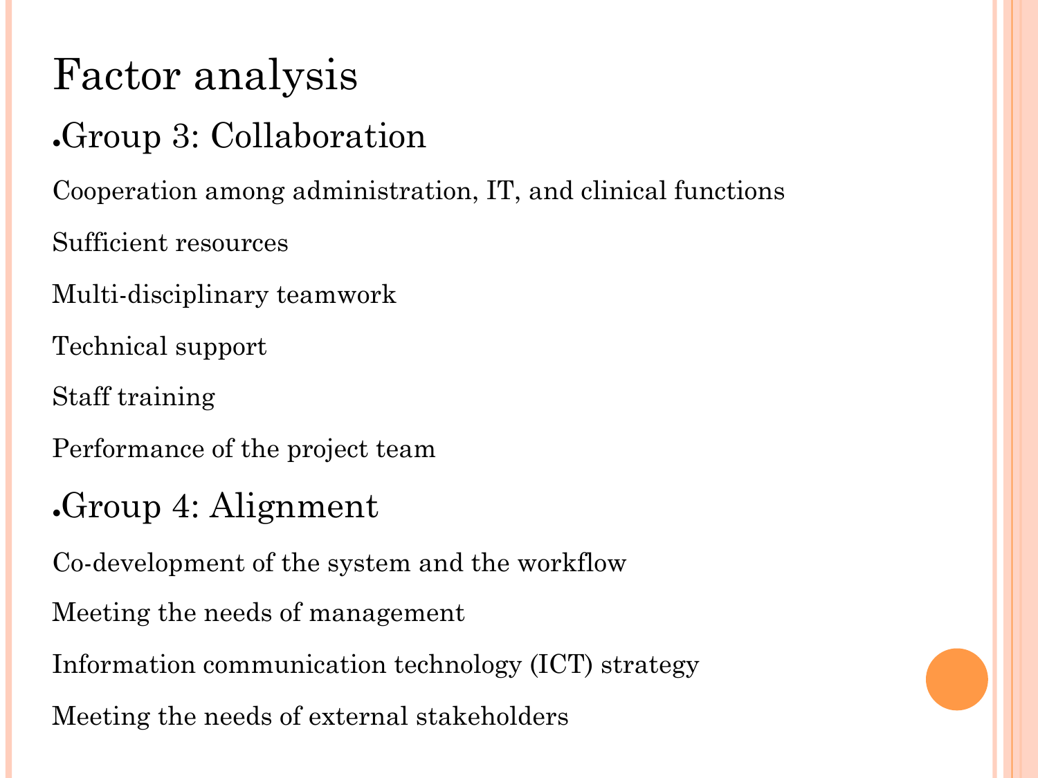# Factor analysis

- Group 3: Collaboration

Cooperation among administration, IT, and clinical functions

Sufficient resources

Multi-disciplinary teamwork

Technical support

Staff training

Performance of the project team

- Group 4: Alignment

Co-development of the system and the workflow

Meeting the needs of management

Information communication technology (ICT) strategy

Meeting the needs of external stakeholders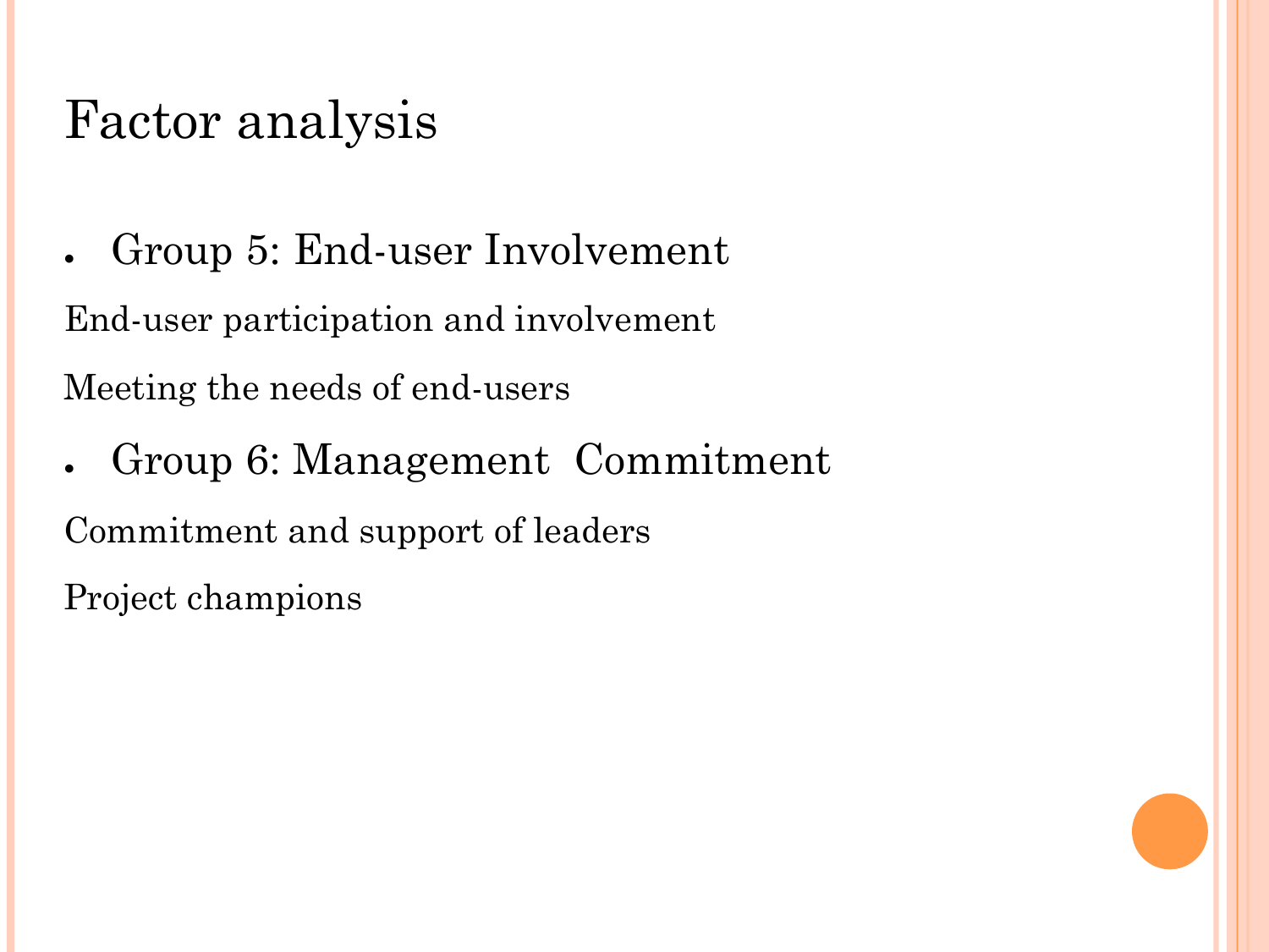# Factor analysis

- Group 5: End-user Involvement

End-user participation and involvement

Meeting the needs of end-users

- Group 6: Management  Commitment

Commitment and support of leaders

Project champions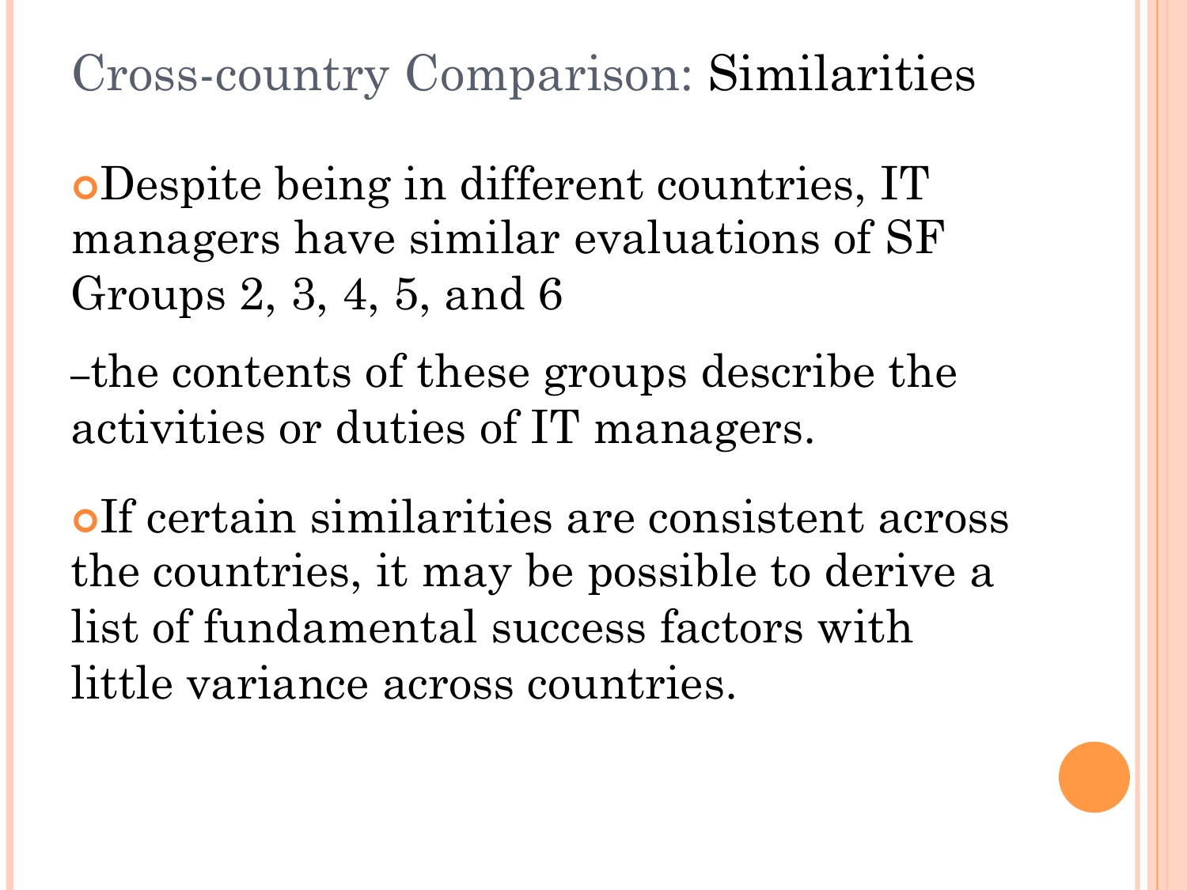# Cross-country Comparison: Similarities

- Despite being in different countries, IT managers have similar evaluations of SF Groups 2, 3, 4, 5, and 6

–the contents of these groups describe the activities or duties of IT managers.

- If certain similarities are consistent across the countries, it may be possible to derive a list of fundamental success factors with little variance across countries.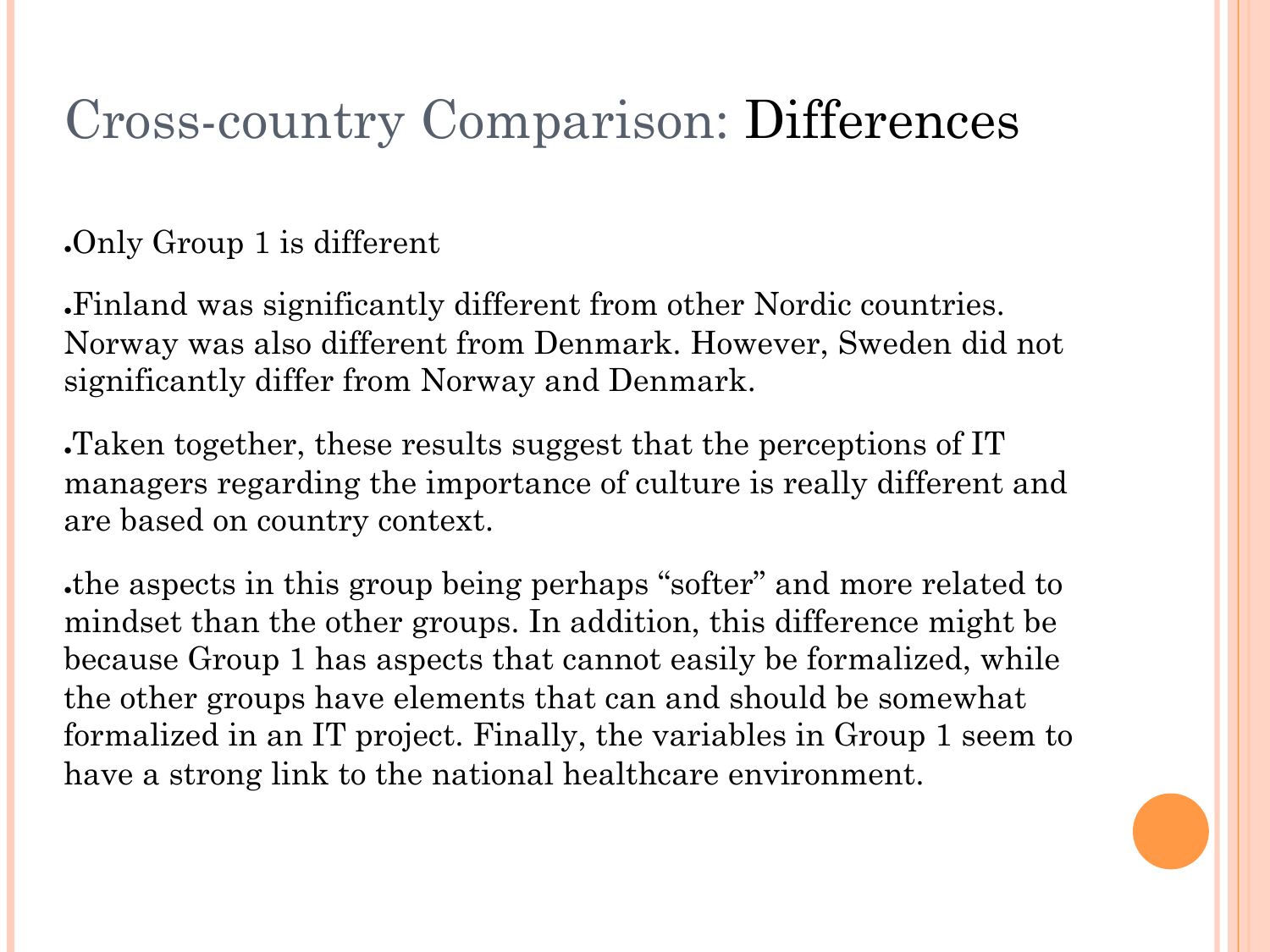# Cross-country Comparison: Differences

- Only Group 1 is different
- Finland was significantly different from other Nordic countries. Norway was also different from Denmark. However, Sweden did not significantly differ from Norway and Denmark.
- Taken together, these results suggest that the perceptions of IT managers regarding the importance of culture is really different and are based on country context.
- the aspects in this group being perhaps "softer" and more related to mindset than the other groups. In addition, this difference might be because Group 1 has aspects that cannot easily be formalized, while the other groups have elements that can and should be somewhat formalized in an IT project. Finally, the variables in Group 1 seem to have a strong link to the national healthcare environment.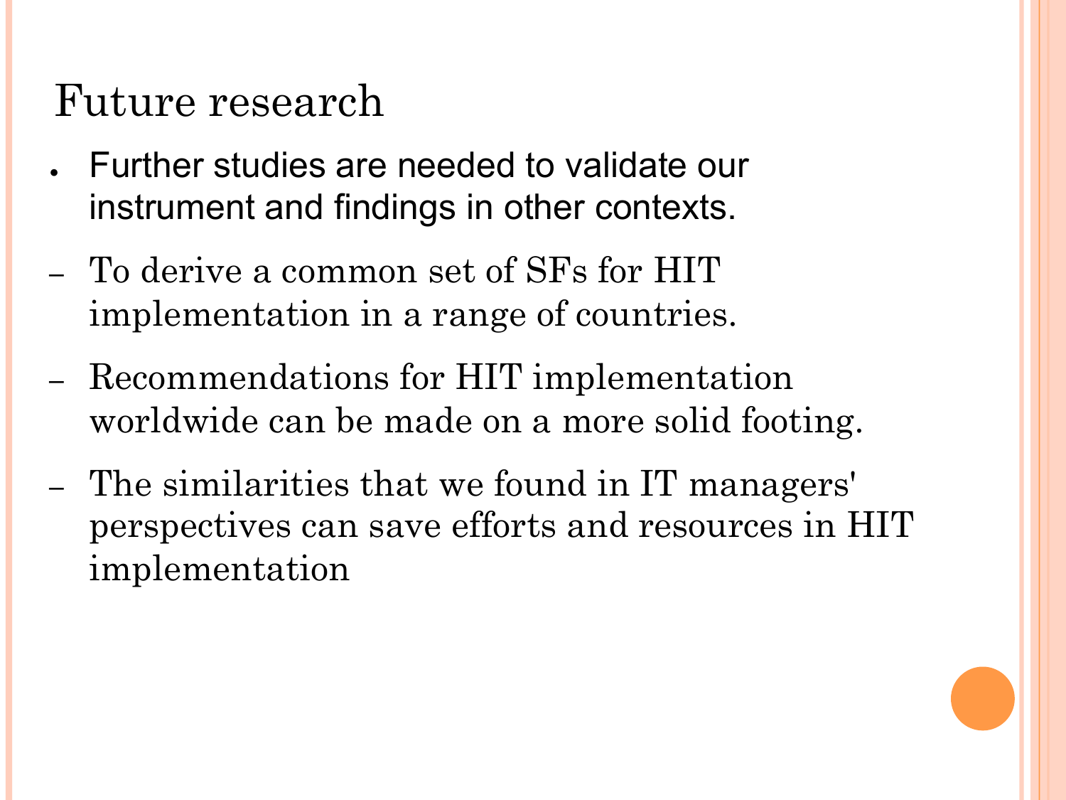# Future research

- Further studies are needed to validate our instrument and findings in other contexts.
  - To derive a common set of SFs for HIT implementation in a range of countries.
  - Recommendations for HIT implementation worldwide can be made on a more solid footing.
  - The similarities that we found in IT managers' perspectives can save efforts and resources in HIT implementation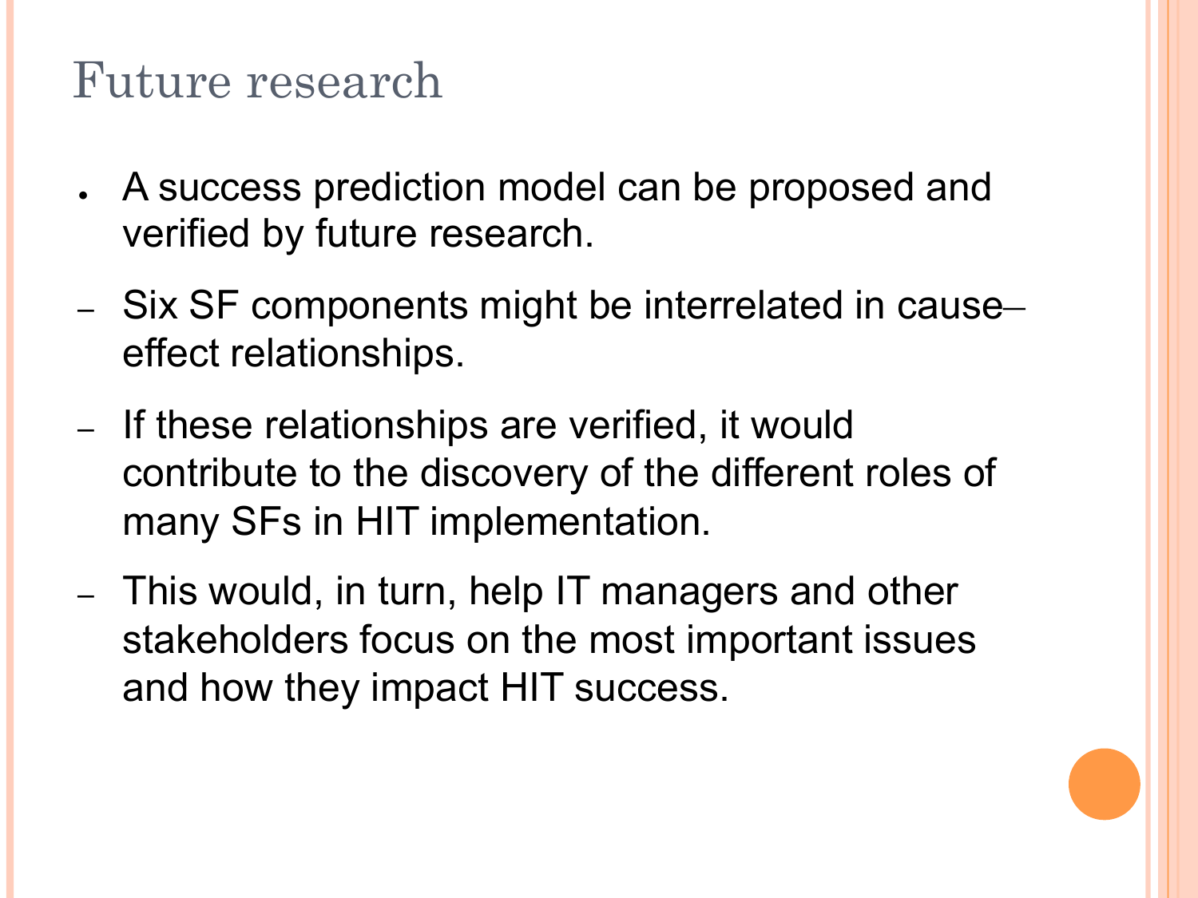# Future research

- A success prediction model can be proposed and verified by future research.
  - Six SF components might be interrelated in cause–effect relationships.
  - If these relationships are verified, it would contribute to the discovery of the different roles of many SFs in HIT implementation.
  - This would, in turn, help IT managers and other stakeholders focus on the most important issues and how they impact HIT success.